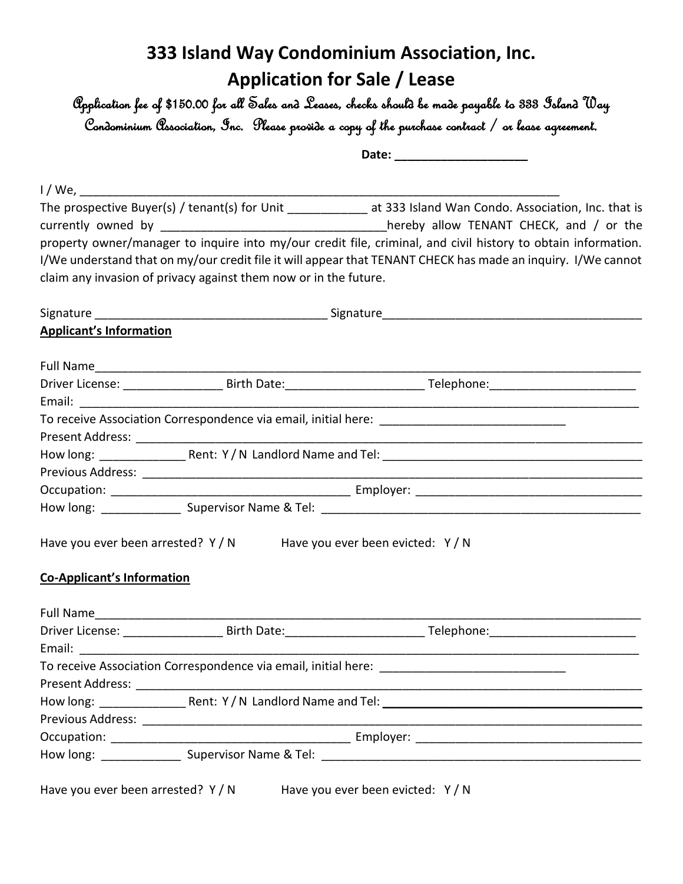# 333 Island Way Condominium Association, Inc.
## Application for Sale / Lease

*Application fee of $150.00 for all Sales and Leases, checks should be made payable to 333 Island Way Condominium Association, Inc. Please provide a copy of the purchase contract / or lease agreement.*

**Date: ____________________**

I / We, ___________________________________________________________________________

The prospective Buyer(s) / tenant(s) for Unit ___________ at 333 Island Wan Condo. Association, Inc. that is currently owned by __________________________________hereby allow TENANT CHECK, and / or the property owner/manager to inquire into my/our credit file, criminal, and civil history to obtain information. I/We understand that on my/our credit file it will appear that TENANT CHECK has made an inquiry. I/We cannot claim any invasion of privacy against them now or in the future.

Signature ___________________________________ Signature_______________________________________

**Applicant's Information**

Full Name_____________________________________________________________________________________

Driver License: _______________ Birth Date:_____________________ Telephone:______________________

Email: ________________________________________________________________________________________

To receive Association Correspondence via email, initial here: ____________________________

Present Address: ______________________________________________________________________________

How long: _____________ Rent: Y / N Landlord Name and Tel: _______________________________________

Previous Address: _____________________________________________________________________________

Occupation: ____________________________________ Employer: __________________________________

How long: ____________ Supervisor Name & Tel: ________________________________________________

Have you ever been arrested? Y / N     Have you ever been evicted: Y / N

**Co-Applicant's Information**

Full Name_____________________________________________________________________________________

Driver License: _______________ Birth Date:_____________________ Telephone:______________________

Email: ________________________________________________________________________________________

To receive Association Correspondence via email, initial here: ____________________________

Present Address: ______________________________________________________________________________

How long: _____________ Rent: Y / N Landlord Name and Tel: _______________________________________

Previous Address: _____________________________________________________________________________

Occupation: ____________________________________ Employer: __________________________________

How long: ____________ Supervisor Name & Tel: ________________________________________________

Have you ever been arrested? Y / N     Have you ever been evicted: Y / N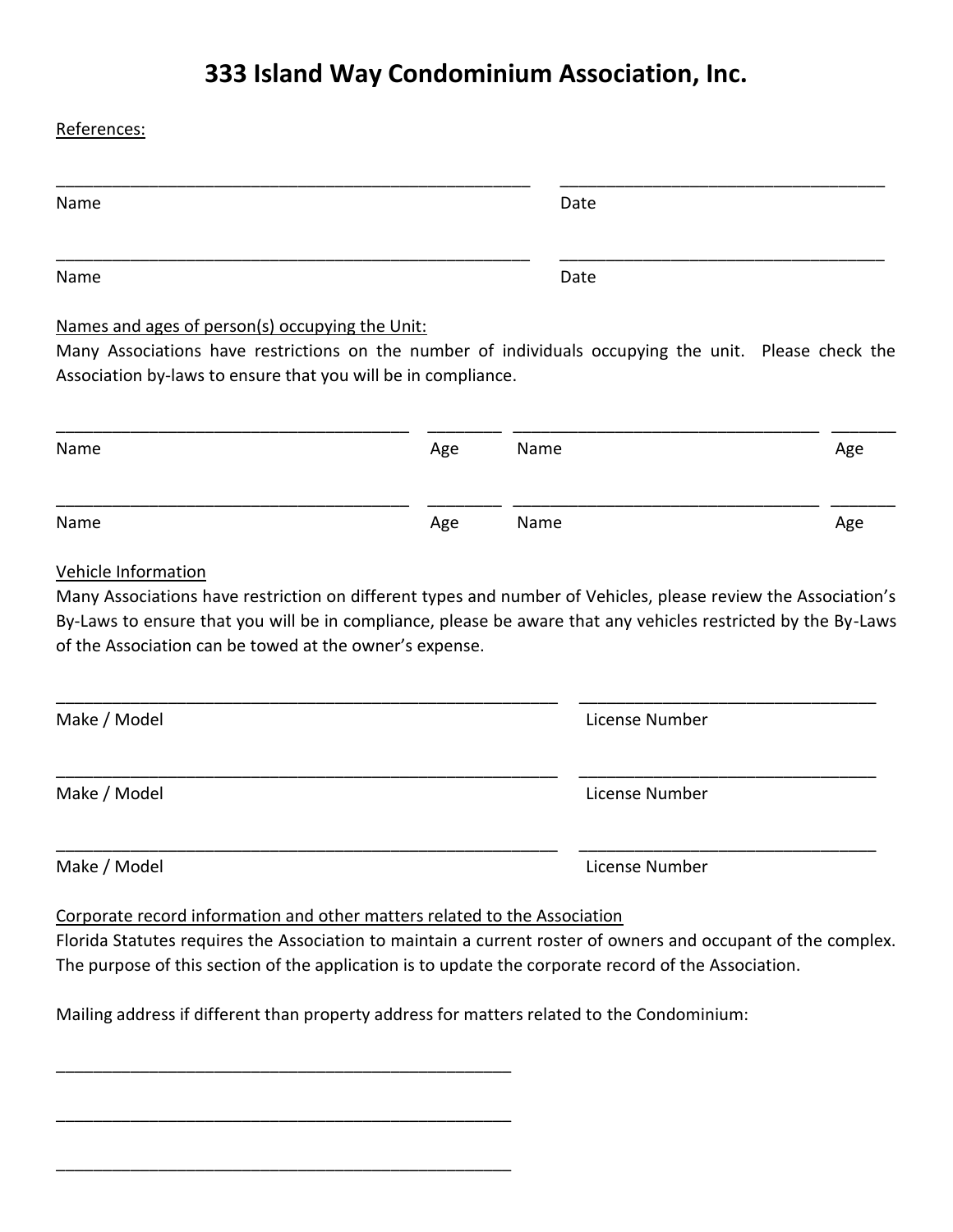# 333 Island Way Condominium Association, Inc.

References:

\_\_\_\_\_\_\_\_\_\_\_\_\_\_\_\_\_\_\_\_\_\_\_\_\_\_\_\_\_\_\_\_\_\_\_\_\_\_\_\_\_\_\_\_\_\_\_\_\_\_\_\_ \_\_\_\_\_\_\_\_\_\_\_\_\_\_\_\_\_\_\_\_\_\_\_\_\_\_\_\_\_\_\_\_\_\_\_\_
Name Date

\_\_\_\_\_\_\_\_\_\_\_\_\_\_\_\_\_\_\_\_\_\_\_\_\_\_\_\_\_\_\_\_\_\_\_\_\_\_\_\_\_\_\_\_\_\_\_\_\_\_\_\_ \_\_\_\_\_\_\_\_\_\_\_\_\_\_\_\_\_\_\_\_\_\_\_\_\_\_\_\_\_\_\_\_\_\_\_\_
Name Date

Names and ages of person(s) occupying the Unit:

Many Associations have restrictions on the number of individuals occupying the unit. Please check the Association by-laws to ensure that you will be in compliance.

| Name | Age | Name | Age |
|---|---|---|---|
| | | | |
| | | | |

Vehicle Information

Many Associations have restriction on different types and number of Vehicles, please review the Association's By-Laws to ensure that you will be in compliance, please be aware that any vehicles restricted by the By-Laws of the Association can be towed at the owner's expense.

| Make / Model | License Number |
|---|---|
| | |
| | |
| | |

Corporate record information and other matters related to the Association

Florida Statutes requires the Association to maintain a current roster of owners and occupant of the complex. The purpose of this section of the application is to update the corporate record of the Association.

Mailing address if different than property address for matters related to the Condominium:

\_\_\_\_\_\_\_\_\_\_\_\_\_\_\_\_\_\_\_\_\_\_\_\_\_\_\_\_\_\_\_\_\_\_\_\_\_\_\_\_\_\_\_\_\_\_\_\_\_\_\_\_

\_\_\_\_\_\_\_\_\_\_\_\_\_\_\_\_\_\_\_\_\_\_\_\_\_\_\_\_\_\_\_\_\_\_\_\_\_\_\_\_\_\_\_\_\_\_\_\_\_\_\_\_

\_\_\_\_\_\_\_\_\_\_\_\_\_\_\_\_\_\_\_\_\_\_\_\_\_\_\_\_\_\_\_\_\_\_\_\_\_\_\_\_\_\_\_\_\_\_\_\_\_\_\_\_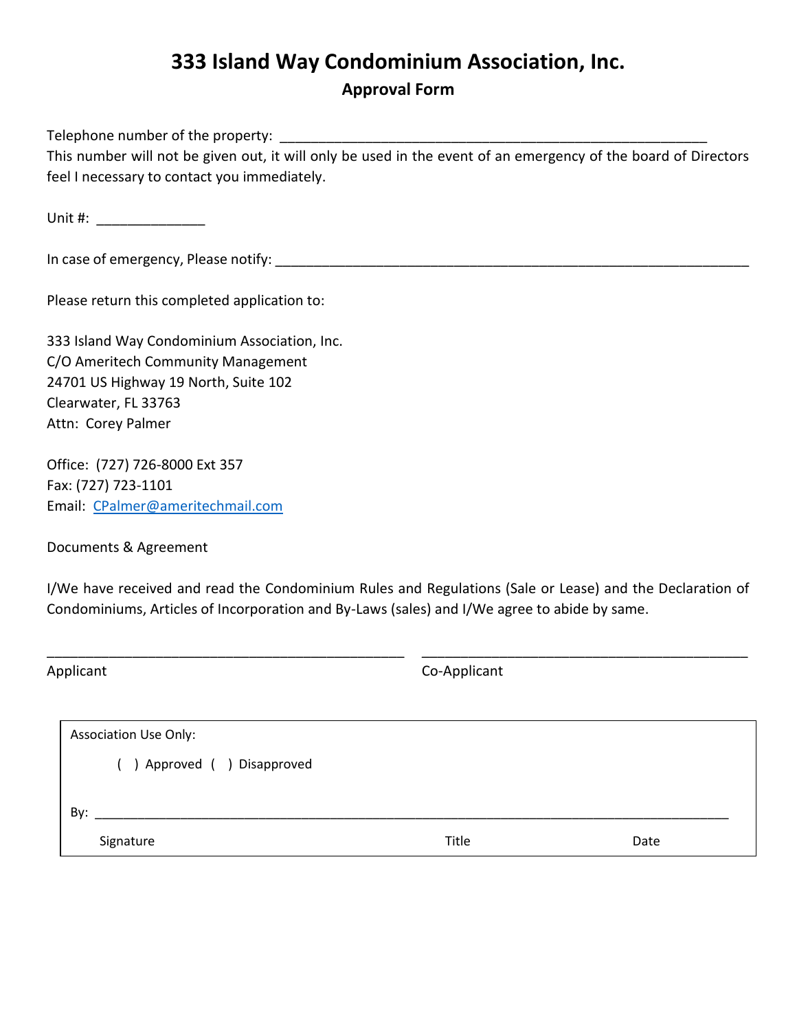# 333 Island Way Condominium Association, Inc.

## Approval Form

Telephone number of the property: ________________________________________________________

This number will not be given out, it will only be used in the event of an emergency of the board of Directors feel I necessary to contact you immediately.

Unit #: ______________

In case of emergency, Please notify: ______________________________________________________________

Please return this completed application to:

333 Island Way Condominium Association, Inc.
C/O Ameritech Community Management
24701 US Highway 19 North, Suite 102
Clearwater, FL 33763
Attn: Corey Palmer

Office: (727) 726-8000 Ext 357
Fax: (727) 723-1101
Email: CPalmer@ameritechmail.com

Documents & Agreement

I/We have received and read the Condominium Rules and Regulations (Sale or Lease) and the Declaration of Condominiums, Articles of Incorporation and By-Laws (sales) and I/We agree to abide by same.

_______________________________________________ _______________________________________________

Applicant Co-Applicant

Association Use Only:

( ) Approved ( ) Disapproved

By: ____________________________________________________________________________________

Signature Title Date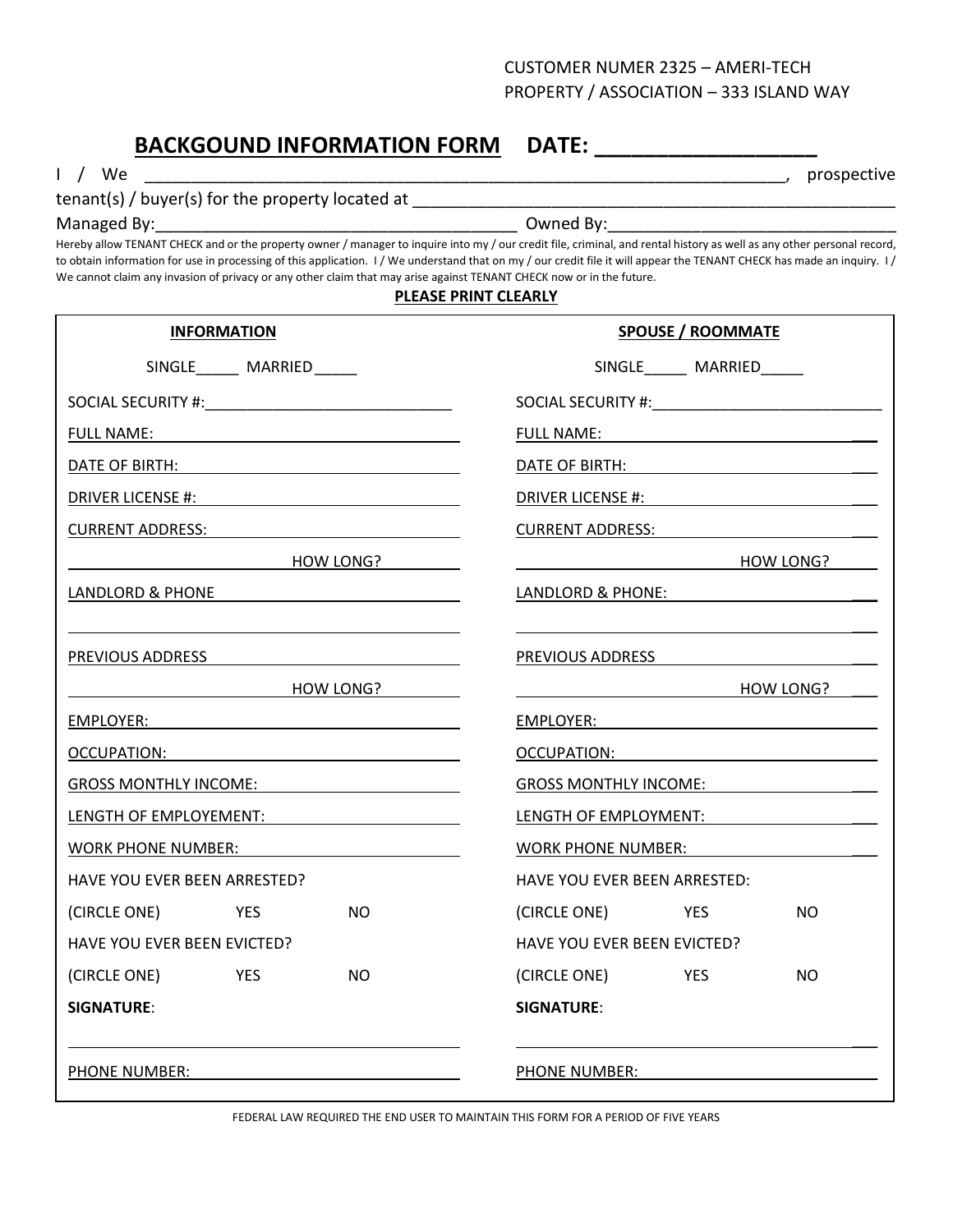CUSTOMER NUMER 2325 – AMERI-TECH
PROPERTY / ASSOCIATION – 333 ISLAND WAY

## BACKGOUND INFORMATION FORM DATE: ___________________

I / We ___________________________________________________________________________, prospective tenant(s) / buyer(s) for the property located at _______________________________________________________

Managed By:_________________________________________ Owned By:________________________________

Hereby allow TENANT CHECK and or the property owner / manager to inquire into my / our credit file, criminal, and rental history as well as any other personal record, to obtain information for use in processing of this application. I / We understand that on my / our credit file it will appear the TENANT CHECK has made an inquiry. I / We cannot claim any invasion of privacy or any other claim that may arise against TENANT CHECK now or in the future.

**PLEASE PRINT CLEARLY**

| INFORMATION | SPOUSE / ROOMMATE |
|---|---|
| SINGLE_____ MARRIED_____ | SINGLE_____ MARRIED_____ |
| SOCIAL SECURITY #:_____________________________ | SOCIAL SECURITY #:___________________________ |
| FULL NAME: | FULL NAME: |
| DATE OF BIRTH: | DATE OF BIRTH: |
| DRIVER LICENSE #: | DRIVER LICENSE #: |
| CURRENT ADDRESS: | CURRENT ADDRESS: |
| HOW LONG? | HOW LONG? |
| LANDLORD & PHONE | LANDLORD & PHONE: |
| | |
| PREVIOUS ADDRESS | PREVIOUS ADDRESS |
| HOW LONG? | HOW LONG? |
| EMPLOYER: | EMPLOYER: |
| OCCUPATION: | OCCUPATION: |
| GROSS MONTHLY INCOME: | GROSS MONTHLY INCOME: |
| LENGTH OF EMPLOYEMENT: | LENGTH OF EMPLOYMENT: |
| WORK PHONE NUMBER: | WORK PHONE NUMBER: |
| HAVE YOU EVER BEEN ARRESTED? | HAVE YOU EVER BEEN ARRESTED: |
| (CIRCLE ONE) YES NO | (CIRCLE ONE) YES NO |
| HAVE YOU EVER BEEN EVICTED? | HAVE YOU EVER BEEN EVICTED? |
| (CIRCLE ONE) YES NO | (CIRCLE ONE) YES NO |
| **SIGNATURE**: | **SIGNATURE**: |
| | |
| PHONE NUMBER: | PHONE NUMBER: |

FEDERAL LAW REQUIRED THE END USER TO MAINTAIN THIS FORM FOR A PERIOD OF FIVE YEARS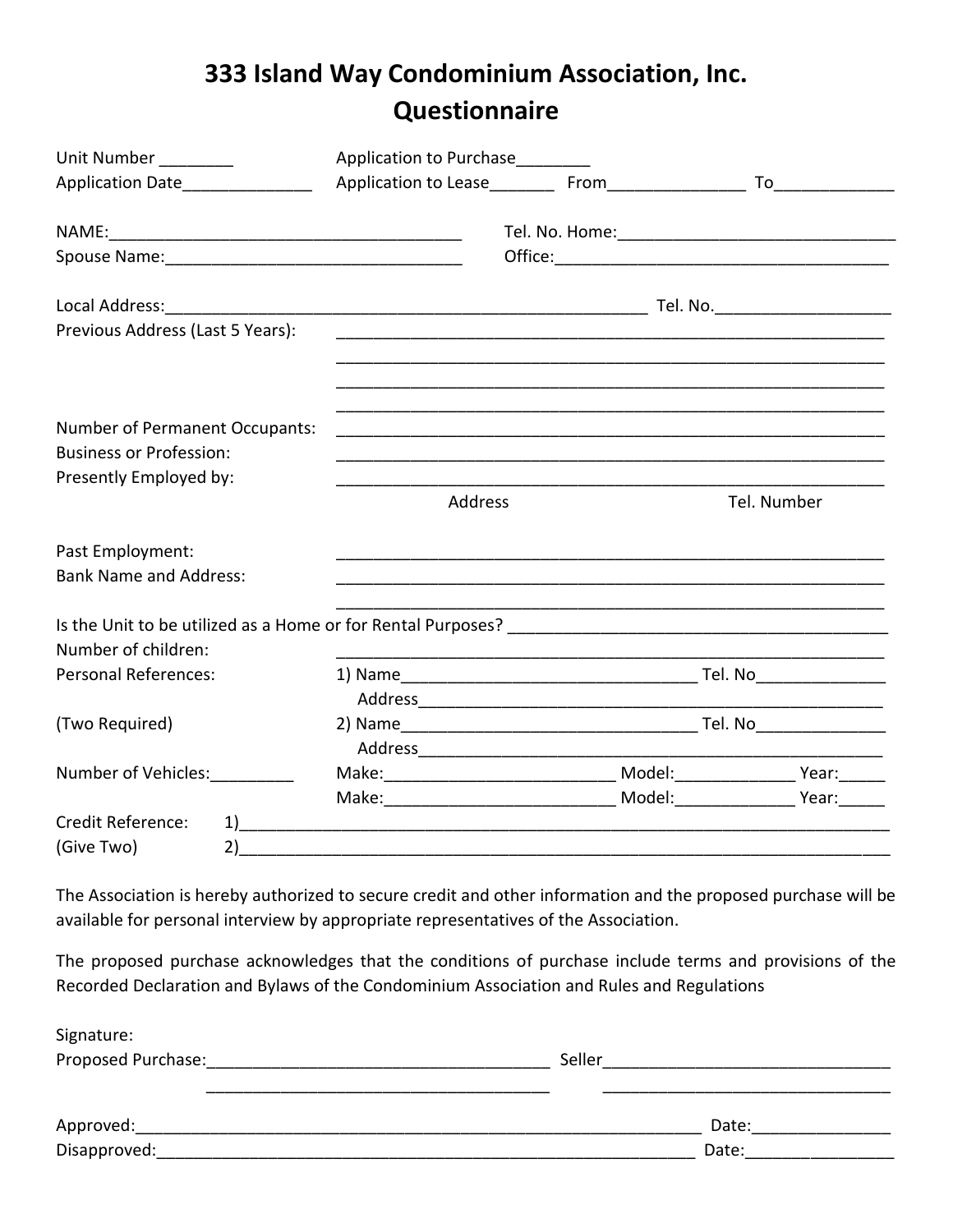# 333 Island Way Condominium Association, Inc.
## Questionnaire

Unit Number ________ Application to Purchase________

Application Date______________ Application to Lease_______ From_______________ To_____________

NAME:_______________________________________ Tel. No. Home:______________________________

Spouse Name:________________________________ Office:_____________________________________

Local Address:_______________________________________________________ Tel. No.___________________

Previous Address (Last 5 Years): _______________________________________________________________

_______________________________________________________________

_______________________________________________________________

_______________________________________________________________

Number of Permanent Occupants: _______________________________________________________________

Business or Profession: _______________________________________________________________

Presently Employed by: _______________________________________________________________

Address Tel. Number

Past Employment: _______________________________________________________________

Bank Name and Address: _______________________________________________________________

_______________________________________________________________

Is the Unit to be utilized as a Home or for Rental Purposes? ___________________________________________

Number of children: _______________________________________________________________

Personal References: 1) Name_________________________________ Tel. No______________

Address_____________________________________________________

(Two Required) 2) Name_________________________________ Tel. No______________

Address_____________________________________________________

Number of Vehicles:_________ Make:_________________________ Model:_____________ Year:_____

Make:_________________________ Model:_____________ Year:_____

Credit Reference: 1)___________________________________________________________________________

(Give Two) 2)___________________________________________________________________________

The Association is hereby authorized to secure credit and other information and the proposed purchase will be available for personal interview by appropriate representatives of the Association.

The proposed purchase acknowledges that the conditions of purchase include terms and provisions of the Recorded Declaration and Bylaws of the Condominium Association and Rules and Regulations

Signature:

Proposed Purchase:_____________________________________ Seller________________________________

_____________________________________ ________________________________

Approved:______________________________________________________________ Date:_______________

Disapproved:___________________________________________________________ Date:________________